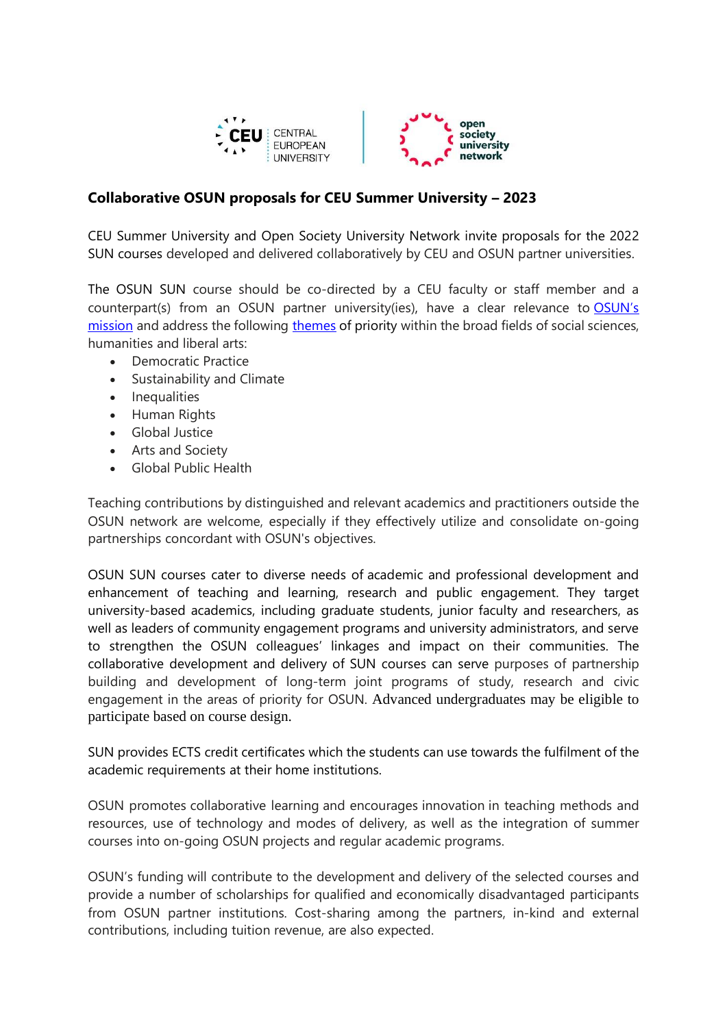## Collaborative OSUN proposals for CEU Summer University – 2023

CEU Summer University and Open Society University Network invite proposals for the 2022 SUN courses developed and delivered collaboratively by CEU and OSUN partner universities.

The OSUN SUN course should be co-directed by a CEU faculty or staff member and a counterpart(s) from an OSUN partner university(ies), have a clear relevance to [OSUN's mission] and address the following [themes] of priority within the broad fields of social sciences, humanities and liberal arts:

- Democratic Practice
- Sustainability and Climate
- Inequalities
- Human Rights
- Global Justice
- Arts and Society
- Global Public Health

Teaching contributions by distinguished and relevant academics and practitioners outside the OSUN network are welcome, especially if they effectively utilize and consolidate on-going partnerships concordant with OSUN's objectives.

OSUN SUN courses cater to diverse needs of academic and professional development and enhancement of teaching and learning, research and public engagement. They target university-based academics, including graduate students, junior faculty and researchers, as well as leaders of community engagement programs and university administrators, and serve to strengthen the OSUN colleagues' linkages and impact on their communities. The collaborative development and delivery of SUN courses can serve purposes of partnership building and development of long-term joint programs of study, research and civic engagement in the areas of priority for OSUN. Advanced undergraduates may be eligible to participate based on course design.

SUN provides ECTS credit certificates which the students can use towards the fulfilment of the academic requirements at their home institutions.

OSUN promotes collaborative learning and encourages innovation in teaching methods and resources, use of technology and modes of delivery, as well as the integration of summer courses into on-going OSUN projects and regular academic programs.

OSUN's funding will contribute to the development and delivery of the selected courses and provide a number of scholarships for qualified and economically disadvantaged participants from OSUN partner institutions. Cost-sharing among the partners, in-kind and external contributions, including tuition revenue, are also expected.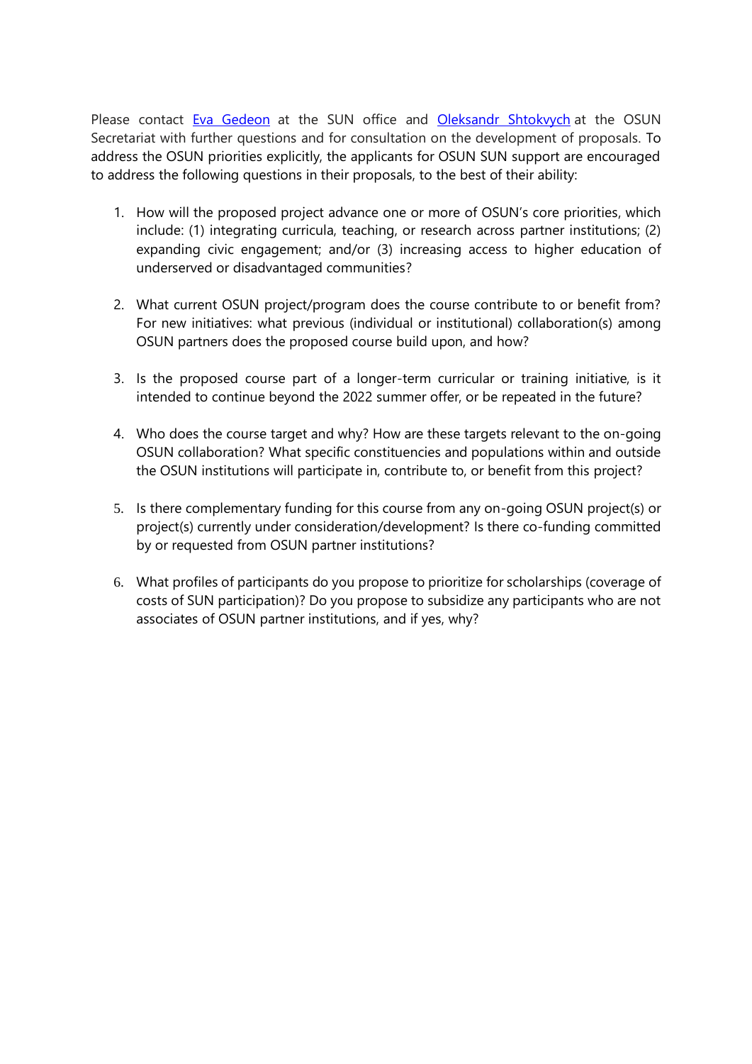Please contact Eva Gedeon at the SUN office and Oleksandr Shtokvych at the OSUN Secretariat with further questions and for consultation on the development of proposals. To address the OSUN priorities explicitly, the applicants for OSUN SUN support are encouraged to address the following questions in their proposals, to the best of their ability:

1. How will the proposed project advance one or more of OSUN's core priorities, which include: (1) integrating curricula, teaching, or research across partner institutions; (2) expanding civic engagement; and/or (3) increasing access to higher education of underserved or disadvantaged communities?

2. What current OSUN project/program does the course contribute to or benefit from? For new initiatives: what previous (individual or institutional) collaboration(s) among OSUN partners does the proposed course build upon, and how?

3. Is the proposed course part of a longer-term curricular or training initiative, is it intended to continue beyond the 2022 summer offer, or be repeated in the future?

4. Who does the course target and why? How are these targets relevant to the on-going OSUN collaboration? What specific constituencies and populations within and outside the OSUN institutions will participate in, contribute to, or benefit from this project?

5. Is there complementary funding for this course from any on-going OSUN project(s) or project(s) currently under consideration/development? Is there co-funding committed by or requested from OSUN partner institutions?

6. What profiles of participants do you propose to prioritize for scholarships (coverage of costs of SUN participation)? Do you propose to subsidize any participants who are not associates of OSUN partner institutions, and if yes, why?